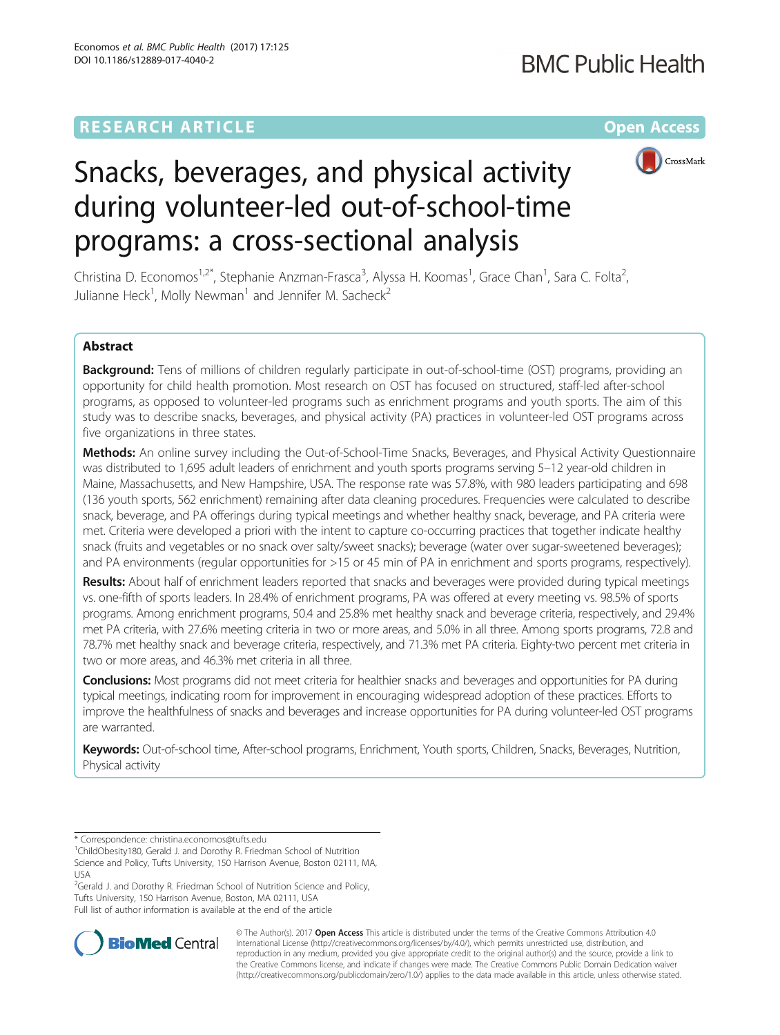RESEARCH ARTICLE

Open Access

# Snacks, beverages, and physical activity during volunteer-led out-of-school-time programs: a cross-sectional analysis

Christina D. Economos[1,2*], Stephanie Anzman-Frasca[3], Alyssa H. Koomas[1], Grace Chan[1], Sara C. Folta[2], Julianne Heck[1], Molly Newman[1] and Jennifer M. Sacheck[2]

## Abstract

**Background:** Tens of millions of children regularly participate in out-of-school-time (OST) programs, providing an opportunity for child health promotion. Most research on OST has focused on structured, staff-led after-school programs, as opposed to volunteer-led programs such as enrichment programs and youth sports. The aim of this study was to describe snacks, beverages, and physical activity (PA) practices in volunteer-led OST programs across five organizations in three states.

**Methods:** An online survey including the Out-of-School-Time Snacks, Beverages, and Physical Activity Questionnaire was distributed to 1,695 adult leaders of enrichment and youth sports programs serving 5–12 year-old children in Maine, Massachusetts, and New Hampshire, USA. The response rate was 57.8%, with 980 leaders participating and 698 (136 youth sports, 562 enrichment) remaining after data cleaning procedures. Frequencies were calculated to describe snack, beverage, and PA offerings during typical meetings and whether healthy snack, beverage, and PA criteria were met. Criteria were developed a priori with the intent to capture co-occurring practices that together indicate healthy snack (fruits and vegetables or no snack over salty/sweet snacks); beverage (water over sugar-sweetened beverages); and PA environments (regular opportunities for >15 or 45 min of PA in enrichment and sports programs, respectively).

**Results:** About half of enrichment leaders reported that snacks and beverages were provided during typical meetings vs. one-fifth of sports leaders. In 28.4% of enrichment programs, PA was offered at every meeting vs. 98.5% of sports programs. Among enrichment programs, 50.4 and 25.8% met healthy snack and beverage criteria, respectively, and 29.4% met PA criteria, with 27.6% meeting criteria in two or more areas, and 5.0% in all three. Among sports programs, 72.8 and 78.7% met healthy snack and beverage criteria, respectively, and 71.3% met PA criteria. Eighty-two percent met criteria in two or more areas, and 46.3% met criteria in all three.

**Conclusions:** Most programs did not meet criteria for healthier snacks and beverages and opportunities for PA during typical meetings, indicating room for improvement in encouraging widespread adoption of these practices. Efforts to improve the healthfulness of snacks and beverages and increase opportunities for PA during volunteer-led OST programs are warranted.

**Keywords:** Out-of-school time, After-school programs, Enrichment, Youth sports, Children, Snacks, Beverages, Nutrition, Physical activity

---

\* Correspondence: christina.economos@tufts.edu
[1]ChildObesity180, Gerald J. and Dorothy R. Friedman School of Nutrition Science and Policy, Tufts University, 150 Harrison Avenue, Boston 02111, MA, USA
[2]Gerald J. and Dorothy R. Friedman School of Nutrition Science and Policy, Tufts University, 150 Harrison Avenue, Boston, MA 02111, USA
Full list of author information is available at the end of the article

© The Author(s). 2017 **Open Access** This article is distributed under the terms of the Creative Commons Attribution 4.0 International License (http://creativecommons.org/licenses/by/4.0/), which permits unrestricted use, distribution, and reproduction in any medium, provided you give appropriate credit to the original author(s) and the source, provide a link to the Creative Commons license, and indicate if changes were made. The Creative Commons Public Domain Dedication waiver (http://creativecommons.org/publicdomain/zero/1.0/) applies to the data made available in this article, unless otherwise stated.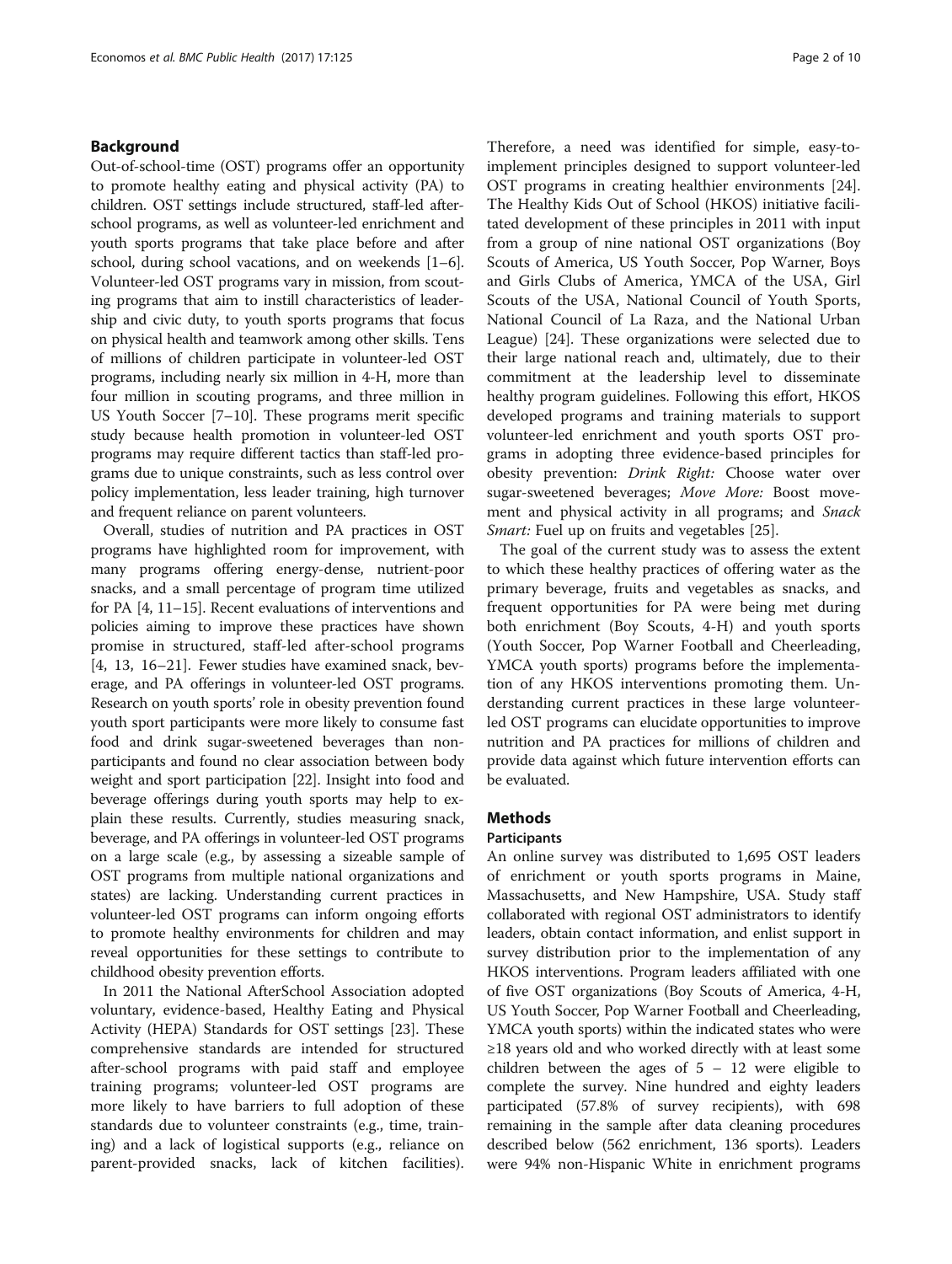## Background

Out-of-school-time (OST) programs offer an opportunity to promote healthy eating and physical activity (PA) to children. OST settings include structured, staff-led after-school programs, as well as volunteer-led enrichment and youth sports programs that take place before and after school, during school vacations, and on weekends [1–6]. Volunteer-led OST programs vary in mission, from scouting programs that aim to instill characteristics of leadership and civic duty, to youth sports programs that focus on physical health and teamwork among other skills. Tens of millions of children participate in volunteer-led OST programs, including nearly six million in 4-H, more than four million in scouting programs, and three million in US Youth Soccer [7–10]. These programs merit specific study because health promotion in volunteer-led OST programs may require different tactics than staff-led programs due to unique constraints, such as less control over policy implementation, less leader training, high turnover and frequent reliance on parent volunteers.

Overall, studies of nutrition and PA practices in OST programs have highlighted room for improvement, with many programs offering energy-dense, nutrient-poor snacks, and a small percentage of program time utilized for PA [4, 11–15]. Recent evaluations of interventions and policies aiming to improve these practices have shown promise in structured, staff-led after-school programs [4, 13, 16–21]. Fewer studies have examined snack, beverage, and PA offerings in volunteer-led OST programs. Research on youth sports' role in obesity prevention found youth sport participants were more likely to consume fast food and drink sugar-sweetened beverages than non-participants and found no clear association between body weight and sport participation [22]. Insight into food and beverage offerings during youth sports may help to explain these results. Currently, studies measuring snack, beverage, and PA offerings in volunteer-led OST programs on a large scale (e.g., by assessing a sizeable sample of OST programs from multiple national organizations and states) are lacking. Understanding current practices in volunteer-led OST programs can inform ongoing efforts to promote healthy environments for children and may reveal opportunities for these settings to contribute to childhood obesity prevention efforts.

In 2011 the National AfterSchool Association adopted voluntary, evidence-based, Healthy Eating and Physical Activity (HEPA) Standards for OST settings [23]. These comprehensive standards are intended for structured after-school programs with paid staff and employee training programs; volunteer-led OST programs are more likely to have barriers to full adoption of these standards due to volunteer constraints (e.g., time, training) and a lack of logistical supports (e.g., reliance on parent-provided snacks, lack of kitchen facilities). Therefore, a need was identified for simple, easy-to-implement principles designed to support volunteer-led OST programs in creating healthier environments [24]. The Healthy Kids Out of School (HKOS) initiative facilitated development of these principles in 2011 with input from a group of nine national OST organizations (Boy Scouts of America, US Youth Soccer, Pop Warner, Boys and Girls Clubs of America, YMCA of the USA, Girl Scouts of the USA, National Council of Youth Sports, National Council of La Raza, and the National Urban League) [24]. These organizations were selected due to their large national reach and, ultimately, due to their commitment at the leadership level to disseminate healthy program guidelines. Following this effort, HKOS developed programs and training materials to support volunteer-led enrichment and youth sports OST programs in adopting three evidence-based principles for obesity prevention: *Drink Right:* Choose water over sugar-sweetened beverages; *Move More:* Boost movement and physical activity in all programs; and *Snack Smart:* Fuel up on fruits and vegetables [25].

The goal of the current study was to assess the extent to which these healthy practices of offering water as the primary beverage, fruits and vegetables as snacks, and frequent opportunities for PA were being met during both enrichment (Boy Scouts, 4-H) and youth sports (Youth Soccer, Pop Warner Football and Cheerleading, YMCA youth sports) programs before the implementation of any HKOS interventions promoting them. Understanding current practices in these large volunteer-led OST programs can elucidate opportunities to improve nutrition and PA practices for millions of children and provide data against which future intervention efforts can be evaluated.

## Methods

### Participants

An online survey was distributed to 1,695 OST leaders of enrichment or youth sports programs in Maine, Massachusetts, and New Hampshire, USA. Study staff collaborated with regional OST administrators to identify leaders, obtain contact information, and enlist support in survey distribution prior to the implementation of any HKOS interventions. Program leaders affiliated with one of five OST organizations (Boy Scouts of America, 4-H, US Youth Soccer, Pop Warner Football and Cheerleading, YMCA youth sports) within the indicated states who were ≥18 years old and who worked directly with at least some children between the ages of 5 – 12 were eligible to complete the survey. Nine hundred and eighty leaders participated (57.8% of survey recipients), with 698 remaining in the sample after data cleaning procedures described below (562 enrichment, 136 sports). Leaders were 94% non-Hispanic White in enrichment programs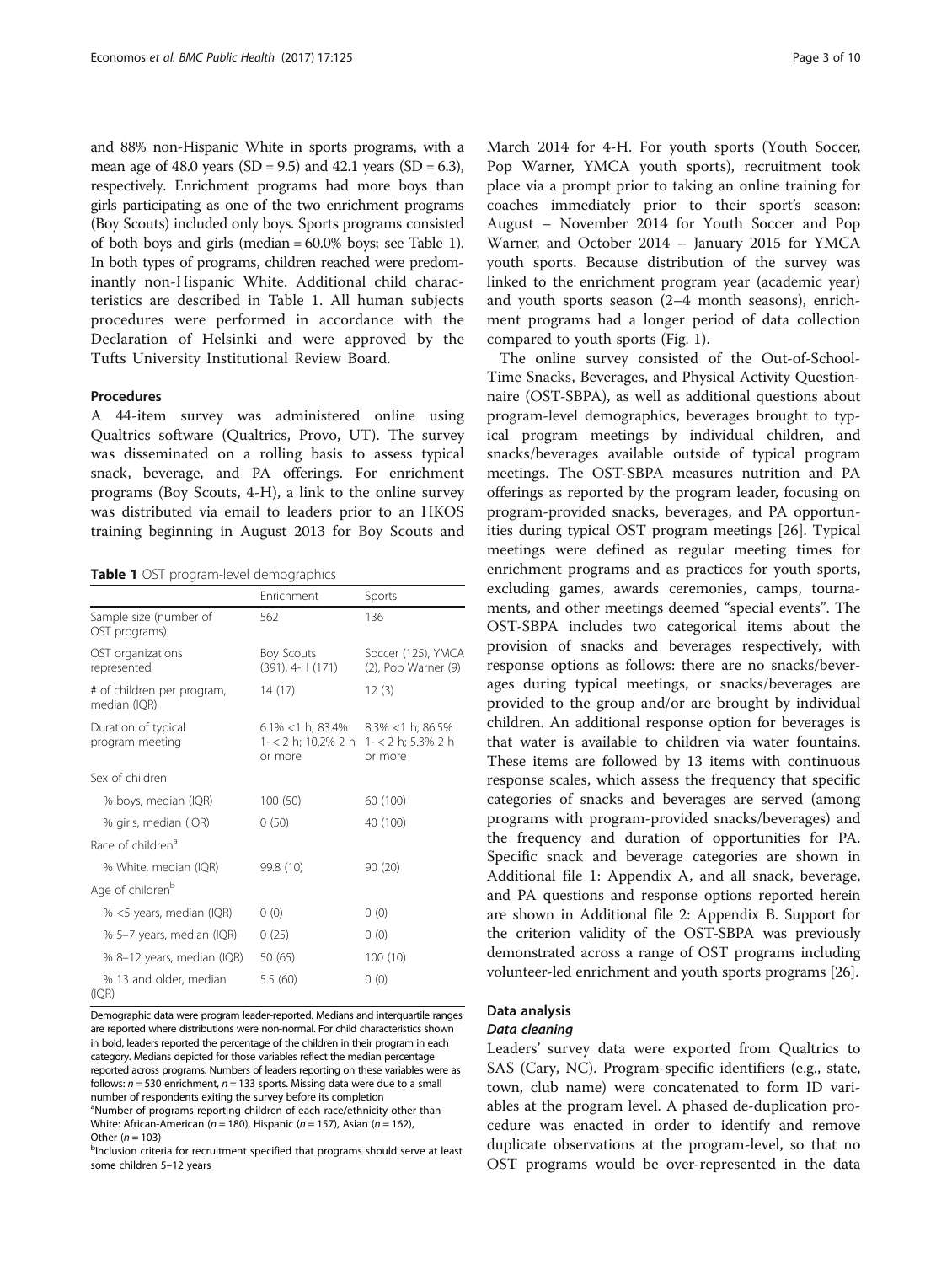and 88% non-Hispanic White in sports programs, with a mean age of 48.0 years (SD = 9.5) and 42.1 years (SD = 6.3), respectively. Enrichment programs had more boys than girls participating as one of the two enrichment programs (Boy Scouts) included only boys. Sports programs consisted of both boys and girls (median = 60.0% boys; see Table 1). In both types of programs, children reached were predominantly non-Hispanic White. Additional child characteristics are described in Table 1. All human subjects procedures were performed in accordance with the Declaration of Helsinki and were approved by the Tufts University Institutional Review Board.

## Procedures

A 44-item survey was administered online using Qualtrics software (Qualtrics, Provo, UT). The survey was disseminated on a rolling basis to assess typical snack, beverage, and PA offerings. For enrichment programs (Boy Scouts, 4-H), a link to the online survey was distributed via email to leaders prior to an HKOS training beginning in August 2013 for Boy Scouts and March 2014 for 4-H. For youth sports (Youth Soccer, Pop Warner, YMCA youth sports), recruitment took place via a prompt prior to taking an online training for coaches immediately prior to their sport's season: August – November 2014 for Youth Soccer and Pop Warner, and October 2014 – January 2015 for YMCA youth sports. Because distribution of the survey was linked to the enrichment program year (academic year) and youth sports season (2–4 month seasons), enrichment programs had a longer period of data collection compared to youth sports (Fig. 1).

**Table 1** OST program-level demographics

| | Enrichment | Sports |
|---|---|---|
| Sample size (number of OST programs) | 562 | 136 |
| OST organizations represented | Boy Scouts (391), 4-H (171) | Soccer (125), YMCA (2), Pop Warner (9) |
| # of children per program, median (IQR) | 14 (17) | 12 (3) |
| Duration of typical program meeting | 6.1% <1 h; 83.4% 1- < 2 h; 10.2% 2 h or more | 8.3% <1 h; 86.5% 1- < 2 h; 5.3% 2 h or more |
| Sex of children | | |
| **% boys, median (IQR)** | 100 (50) | 60 (100) |
| **% girls, median (IQR)** | 0 (50) | 40 (100) |
| Race of children[a] | | |
| **% White, median (IQR)** | 99.8 (10) | 90 (20) |
| Age of children[b] | | |
| **% <5 years, median (IQR)** | 0 (0) | 0 (0) |
| **% 5–7 years, median (IQR)** | 0 (25) | 0 (0) |
| **% 8–12 years, median (IQR)** | 50 (65) | 100 (10) |
| **% 13 and older, median (IQR)** | 5.5 (60) | 0 (0) |

Demographic data were program leader-reported. Medians and interquartile ranges are reported where distributions were non-normal. For child characteristics shown in bold, leaders reported the percentage of the children in their program in each category. Medians depicted for those variables reflect the median percentage reported across programs. Numbers of leaders reporting on these variables were as follows: $n = 530$ enrichment, $n = 133$ sports. Missing data were due to a small number of respondents exiting the survey before its completion

[a]Number of programs reporting children of each race/ethnicity other than White: African-American ($n = 180$), Hispanic ($n = 157$), Asian ($n = 162$), Other ($n = 103$)

[b]Inclusion criteria for recruitment specified that programs should serve at least some children 5–12 years

The online survey consisted of the Out-of-School-Time Snacks, Beverages, and Physical Activity Questionnaire (OST-SBPA), as well as additional questions about program-level demographics, beverages brought to typical program meetings by individual children, and snacks/beverages available outside of typical program meetings. The OST-SBPA measures nutrition and PA offerings as reported by the program leader, focusing on program-provided snacks, beverages, and PA opportunities during typical OST program meetings [26]. Typical meetings were defined as regular meeting times for enrichment programs and as practices for youth sports, excluding games, awards ceremonies, camps, tournaments, and other meetings deemed "special events". The OST-SBPA includes two categorical items about the provision of snacks and beverages respectively, with response options as follows: there are no snacks/beverages during typical meetings, or snacks/beverages are provided to the group and/or are brought by individual children. An additional response option for beverages is that water is available to children via water fountains. These items are followed by 13 items with continuous response scales, which assess the frequency that specific categories of snacks and beverages are served (among programs with program-provided snacks/beverages) and the frequency and duration of opportunities for PA. Specific snack and beverage categories are shown in Additional file 1: Appendix A, and all snack, beverage, and PA questions and response options reported herein are shown in Additional file 2: Appendix B. Support for the criterion validity of the OST-SBPA was previously demonstrated across a range of OST programs including volunteer-led enrichment and youth sports programs [26].

## Data analysis

### Data cleaning

Leaders' survey data were exported from Qualtrics to SAS (Cary, NC). Program-specific identifiers (e.g., state, town, club name) were concatenated to form ID variables at the program level. A phased de-duplication procedure was enacted in order to identify and remove duplicate observations at the program-level, so that no OST programs would be over-represented in the data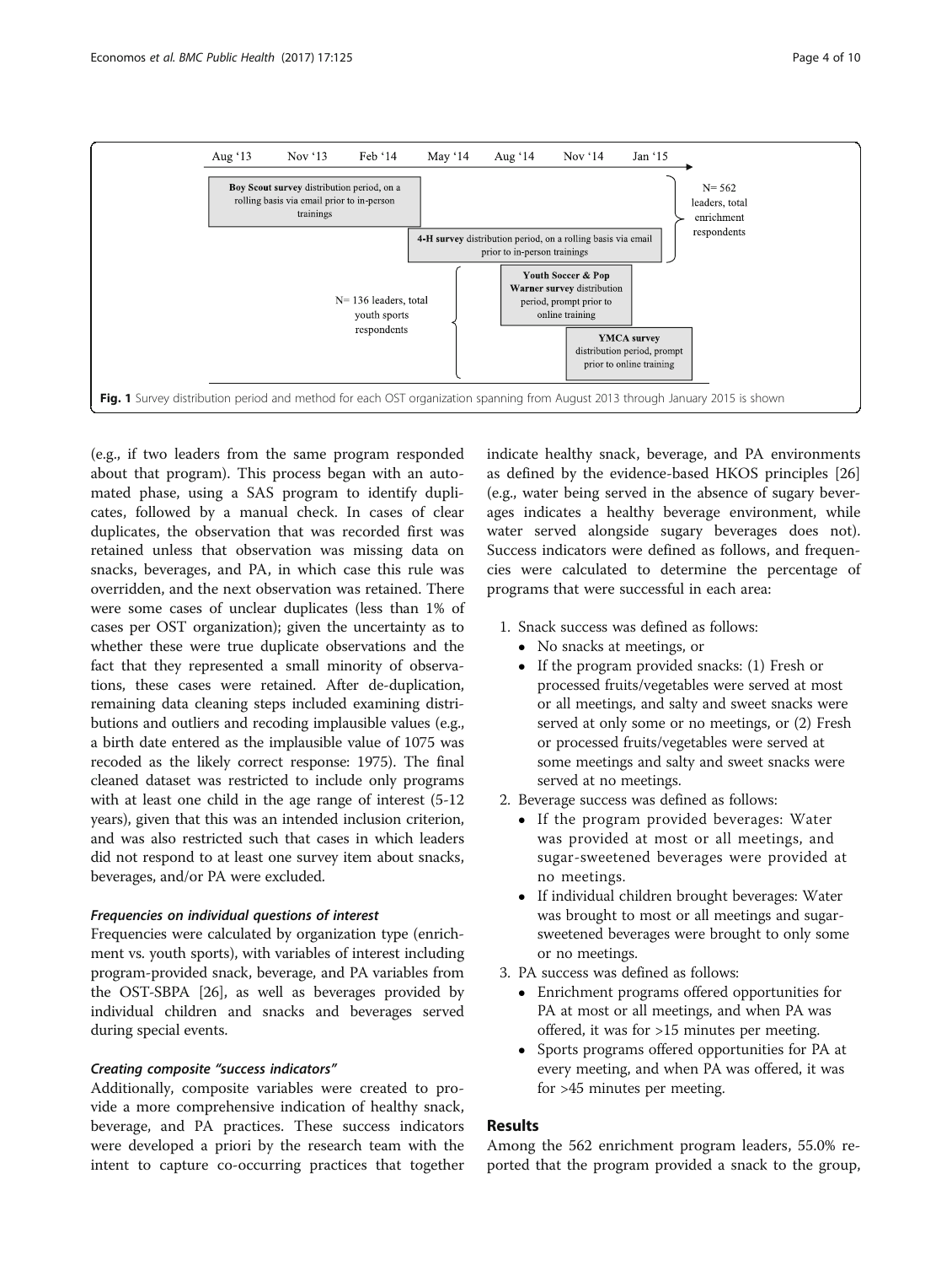Fig. 1 Survey distribution period and method for each OST organization spanning from August 2013 through January 2015 is shown

(e.g., if two leaders from the same program responded about that program). This process began with an automated phase, using a SAS program to identify duplicates, followed by a manual check. In cases of clear duplicates, the observation that was recorded first was retained unless that observation was missing data on snacks, beverages, and PA, in which case this rule was overridden, and the next observation was retained. There were some cases of unclear duplicates (less than 1% of cases per OST organization); given the uncertainty as to whether these were true duplicate observations and the fact that they represented a small minority of observations, these cases were retained. After de-duplication, remaining data cleaning steps included examining distributions and outliers and recoding implausible values (e.g., a birth date entered as the implausible value of 1075 was recoded as the likely correct response: 1975). The final cleaned dataset was restricted to include only programs with at least one child in the age range of interest (5-12 years), given that this was an intended inclusion criterion, and was also restricted such that cases in which leaders did not respond to at least one survey item about snacks, beverages, and/or PA were excluded.

#### *Frequencies on individual questions of interest*

Frequencies were calculated by organization type (enrichment vs. youth sports), with variables of interest including program-provided snack, beverage, and PA variables from the OST-SBPA [26], as well as beverages provided by individual children and snacks and beverages served during special events.

#### *Creating composite "success indicators"*

Additionally, composite variables were created to provide a more comprehensive indication of healthy snack, beverage, and PA practices. These success indicators were developed a priori by the research team with the intent to capture co-occurring practices that together indicate healthy snack, beverage, and PA environments as defined by the evidence-based HKOS principles [26] (e.g., water being served in the absence of sugary beverages indicates a healthy beverage environment, while water served alongside sugary beverages does not). Success indicators were defined as follows, and frequencies were calculated to determine the percentage of programs that were successful in each area:

1. Snack success was defined as follows:
   - No snacks at meetings, or
   - If the program provided snacks: (1) Fresh or processed fruits/vegetables were served at most or all meetings, and salty and sweet snacks were served at only some or no meetings, or (2) Fresh or processed fruits/vegetables were served at some meetings and salty and sweet snacks were served at no meetings.
2. Beverage success was defined as follows:
   - If the program provided beverages: Water was provided at most or all meetings, and sugar-sweetened beverages were provided at no meetings.
   - If individual children brought beverages: Water was brought to most or all meetings and sugar-sweetened beverages were brought to only some or no meetings.
3. PA success was defined as follows:
   - Enrichment programs offered opportunities for PA at most or all meetings, and when PA was offered, it was for >15 minutes per meeting.
   - Sports programs offered opportunities for PA at every meeting, and when PA was offered, it was for >45 minutes per meeting.

## Results

Among the 562 enrichment program leaders, 55.0% reported that the program provided a snack to the group,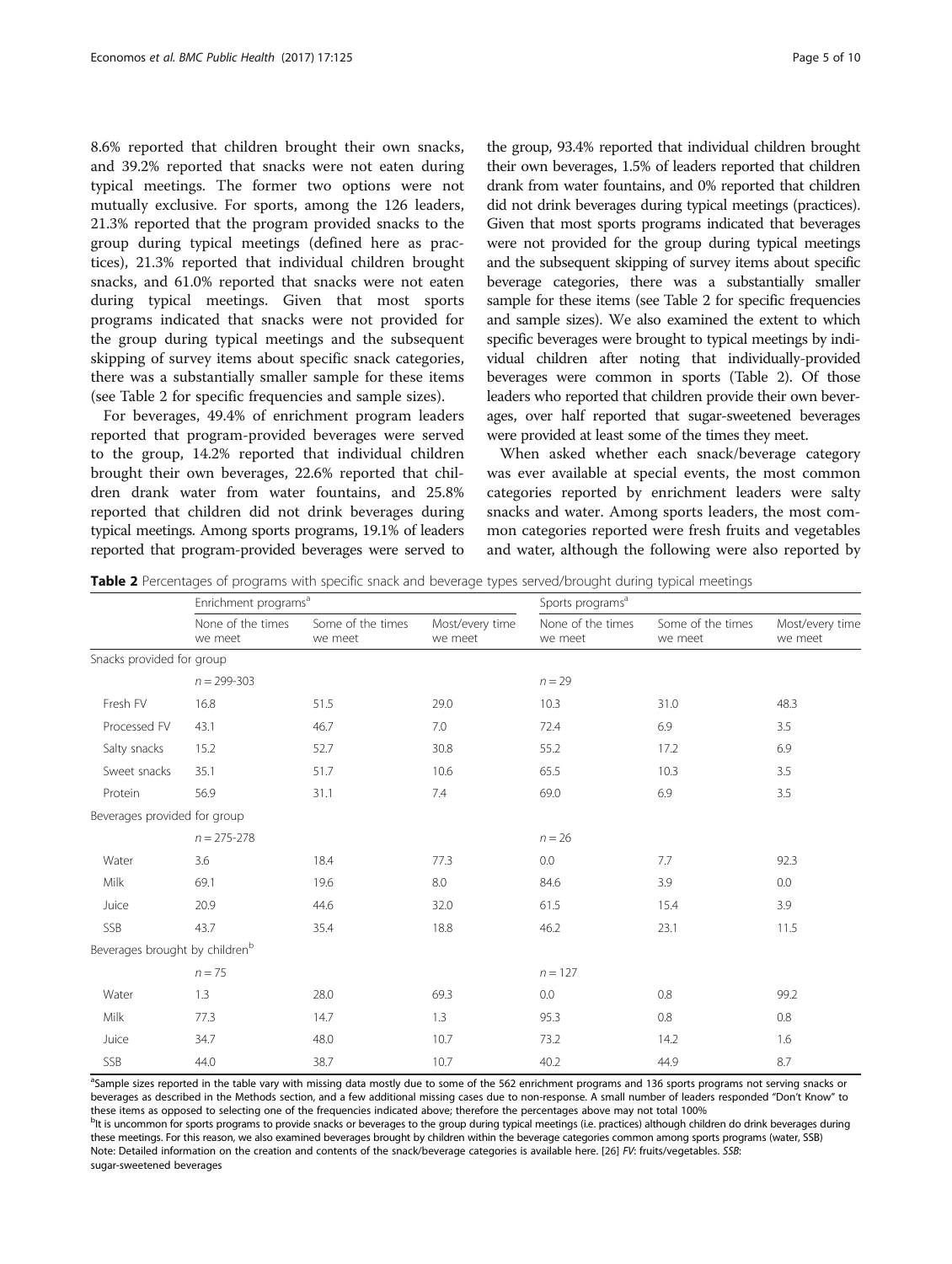8.6% reported that children brought their own snacks, and 39.2% reported that snacks were not eaten during typical meetings. The former two options were not mutually exclusive. For sports, among the 126 leaders, 21.3% reported that the program provided snacks to the group during typical meetings (defined here as practices), 21.3% reported that individual children brought snacks, and 61.0% reported that snacks were not eaten during typical meetings. Given that most sports programs indicated that snacks were not provided for the group during typical meetings and the subsequent skipping of survey items about specific snack categories, there was a substantially smaller sample for these items (see Table 2 for specific frequencies and sample sizes).

For beverages, 49.4% of enrichment program leaders reported that program-provided beverages were served to the group, 14.2% reported that individual children brought their own beverages, 22.6% reported that children drank water from water fountains, and 25.8% reported that children did not drink beverages during typical meetings. Among sports programs, 19.1% of leaders reported that program-provided beverages were served to the group, 93.4% reported that individual children brought their own beverages, 1.5% of leaders reported that children drank from water fountains, and 0% reported that children did not drink beverages during typical meetings (practices). Given that most sports programs indicated that beverages were not provided for the group during typical meetings and the subsequent skipping of survey items about specific beverage categories, there was a substantially smaller sample for these items (see Table 2 for specific frequencies and sample sizes). We also examined the extent to which specific beverages were brought to typical meetings by individual children after noting that individually-provided beverages were common in sports (Table 2). Of those leaders who reported that children provide their own beverages, over half reported that sugar-sweetened beverages were provided at least some of the times they meet.

When asked whether each snack/beverage category was ever available at special events, the most common categories reported by enrichment leaders were salty snacks and water. Among sports leaders, the most common categories reported were fresh fruits and vegetables and water, although the following were also reported by

**Table 2** Percentages of programs with specific snack and beverage types served/brought during typical meetings

| | Enrichment programs[a] | | | Sports programs[a] | | |
|---|---|---|---|---|---|---|
| | None of the times we meet | Some of the times we meet | Most/every time we meet | None of the times we meet | Some of the times we meet | Most/every time we meet |
| Snacks provided for group | | | | | | |
| | $n = 299$-$303$ | | | $n = 29$ | | |
| Fresh FV | 16.8 | 51.5 | 29.0 | 10.3 | 31.0 | 48.3 |
| Processed FV | 43.1 | 46.7 | 7.0 | 72.4 | 6.9 | 3.5 |
| Salty snacks | 15.2 | 52.7 | 30.8 | 55.2 | 17.2 | 6.9 |
| Sweet snacks | 35.1 | 51.7 | 10.6 | 65.5 | 10.3 | 3.5 |
| Protein | 56.9 | 31.1 | 7.4 | 69.0 | 6.9 | 3.5 |
| Beverages provided for group | | | | | | |
| | $n = 275$-$278$ | | | $n = 26$ | | |
| Water | 3.6 | 18.4 | 77.3 | 0.0 | 7.7 | 92.3 |
| Milk | 69.1 | 19.6 | 8.0 | 84.6 | 3.9 | 0.0 |
| Juice | 20.9 | 44.6 | 32.0 | 61.5 | 15.4 | 3.9 |
| SSB | 43.7 | 35.4 | 18.8 | 46.2 | 23.1 | 11.5 |
| Beverages brought by children[b] | | | | | | |
| | $n = 75$ | | | $n = 127$ | | |
| Water | 1.3 | 28.0 | 69.3 | 0.0 | 0.8 | 99.2 |
| Milk | 77.3 | 14.7 | 1.3 | 95.3 | 0.8 | 0.8 |
| Juice | 34.7 | 48.0 | 10.7 | 73.2 | 14.2 | 1.6 |
| SSB | 44.0 | 38.7 | 10.7 | 40.2 | 44.9 | 8.7 |

[a]Sample sizes reported in the table vary with missing data mostly due to some of the 562 enrichment programs and 136 sports programs not serving snacks or beverages as described in the Methods section, and a few additional missing cases due to non-response. A small number of leaders responded "Don't Know" to these items as opposed to selecting one of the frequencies indicated above; therefore the percentages above may not total 100%

[b]It is uncommon for sports programs to provide snacks or beverages to the group during typical meetings (i.e. practices) although children do drink beverages during these meetings. For this reason, we also examined beverages brought by children within the beverage categories common among sports programs (water, SSB)

Note: Detailed information on the creation and contents of the snack/beverage categories is available here. [26] *FV*: fruits/vegetables. *SSB*: sugar-sweetened beverages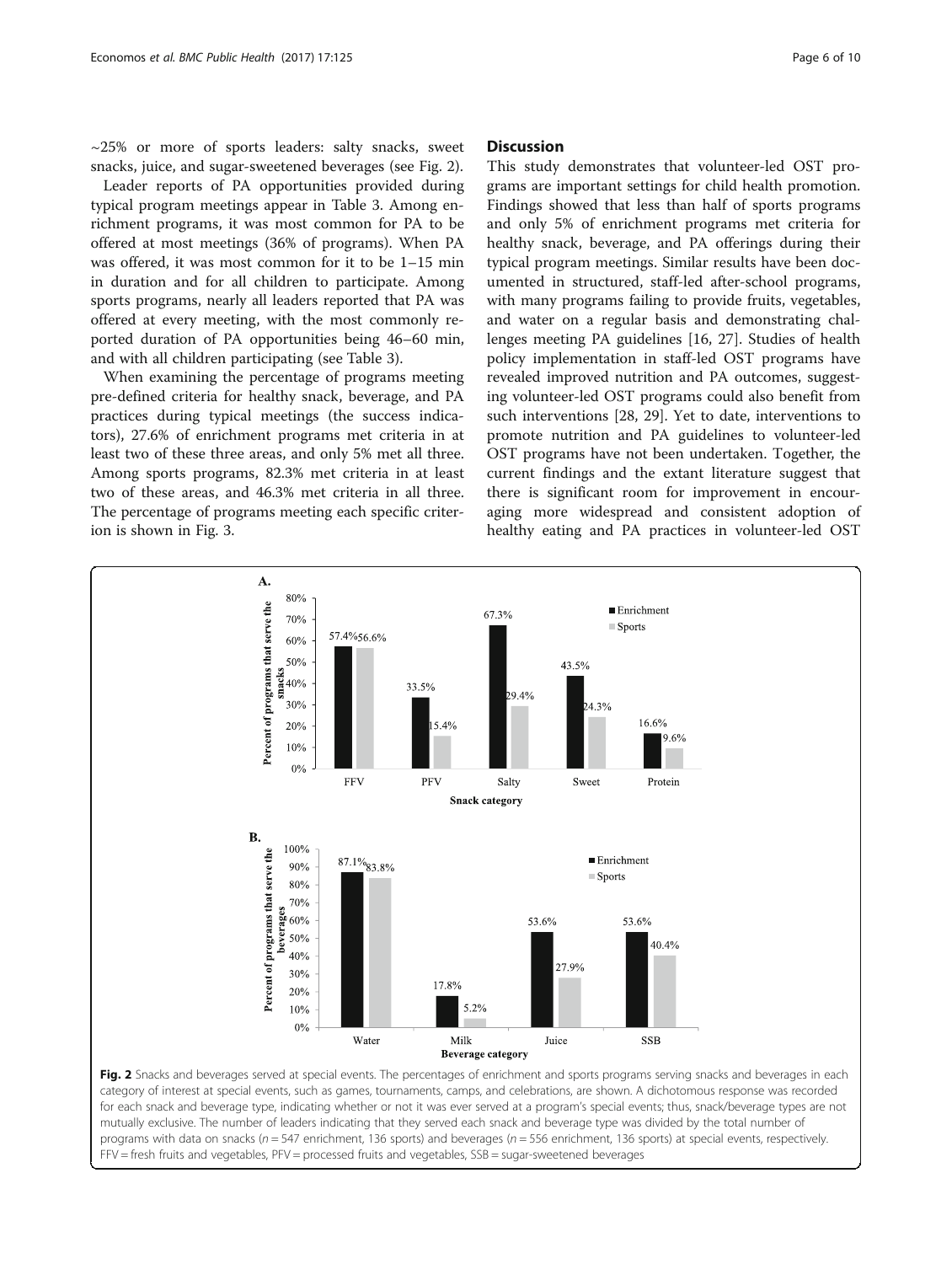~25% or more of sports leaders: salty snacks, sweet snacks, juice, and sugar-sweetened beverages (see Fig. 2).

Leader reports of PA opportunities provided during typical program meetings appear in Table 3. Among enrichment programs, it was most common for PA to be offered at most meetings (36% of programs). When PA was offered, it was most common for it to be 1–15 min in duration and for all children to participate. Among sports programs, nearly all leaders reported that PA was offered at every meeting, with the most commonly reported duration of PA opportunities being 46–60 min, and with all children participating (see Table 3).

When examining the percentage of programs meeting pre-defined criteria for healthy snack, beverage, and PA practices during typical meetings (the success indicators), 27.6% of enrichment programs met criteria in at least two of these three areas, and only 5% met all three. Among sports programs, 82.3% met criteria in at least two of these areas, and 46.3% met criteria in all three. The percentage of programs meeting each specific criterion is shown in Fig. 3.

## Discussion

This study demonstrates that volunteer-led OST programs are important settings for child health promotion. Findings showed that less than half of sports programs and only 5% of enrichment programs met criteria for healthy snack, beverage, and PA offerings during their typical program meetings. Similar results have been documented in structured, staff-led after-school programs, with many programs failing to provide fruits, vegetables, and water on a regular basis and demonstrating challenges meeting PA guidelines [16, 27]. Studies of health policy implementation in staff-led OST programs have revealed improved nutrition and PA outcomes, suggesting volunteer-led OST programs could also benefit from such interventions [28, 29]. Yet to date, interventions to promote nutrition and PA guidelines to volunteer-led OST programs have not been undertaken. Together, the current findings and the extant literature suggest that there is significant room for improvement in encouraging more widespread and consistent adoption of healthy eating and PA practices in volunteer-led OST

**A.** Percent of programs that serve the snacks

| Snack category | Enrichment | Sports |
|---|---|---|
| FFV | 57.4% | 56.6% |
| PFV | 33.5% | 15.4% |
| Salty | 67.3% | 29.4% |
| Sweet | 43.5% | 24.3% |
| Protein | 16.6% | 9.6% |

**B.** Percent of programs that serve the beverages

| Beverage category | Enrichment | Sports |
|---|---|---|
| Water | 87.1% | 83.8% |
| Milk | 17.8% | 5.2% |
| Juice | 53.6% | 27.9% |
| SSB | 53.6% | 40.4% |

**Fig. 2** Snacks and beverages served at special events. The percentages of enrichment and sports programs serving snacks and beverages in each category of interest at special events, such as games, tournaments, camps, and celebrations, are shown. A dichotomous response was recorded for each snack and beverage type, indicating whether or not it was ever served at a program's special events; thus, snack/beverage types are not mutually exclusive. The number of leaders indicating that they served each snack and beverage type was divided by the total number of programs with data on snacks (*n* = 547 enrichment, 136 sports) and beverages (*n* = 556 enrichment, 136 sports) at special events, respectively. FFV = fresh fruits and vegetables, PFV = processed fruits and vegetables, SSB = sugar-sweetened beverages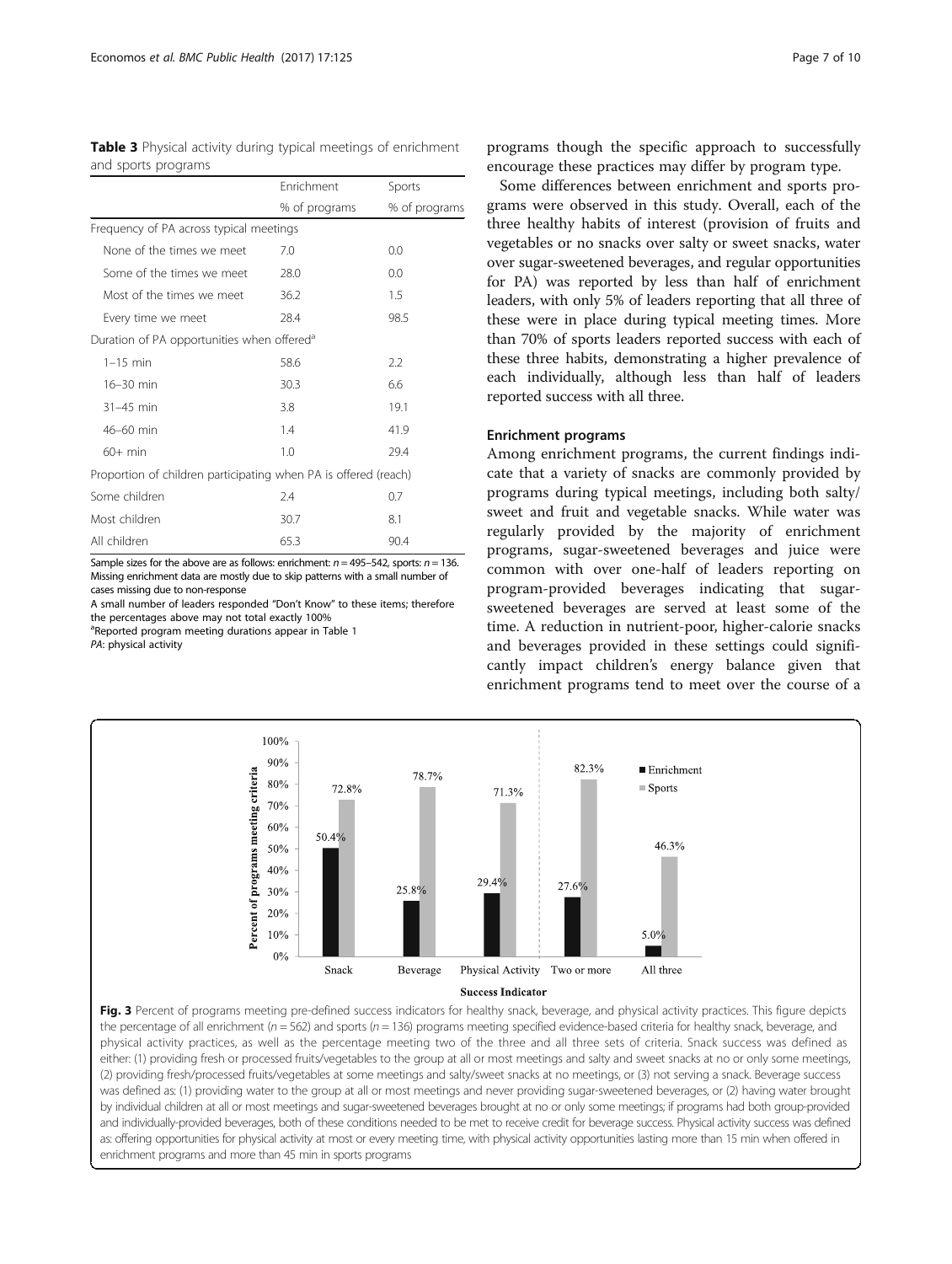**Table 3** Physical activity during typical meetings of enrichment and sports programs

| | Enrichment | Sports |
|---|---|---|
| | % of programs | % of programs |
| Frequency of PA across typical meetings | | |
| None of the times we meet | 7.0 | 0.0 |
| Some of the times we meet | 28.0 | 0.0 |
| Most of the times we meet | 36.2 | 1.5 |
| Every time we meet | 28.4 | 98.5 |
| Duration of PA opportunities when offered[a] | | |
| 1–15 min | 58.6 | 2.2 |
| 16–30 min | 30.3 | 6.6 |
| 31–45 min | 3.8 | 19.1 |
| 46–60 min | 1.4 | 41.9 |
| 60+ min | 1.0 | 29.4 |
| Proportion of children participating when PA is offered (reach) | | |
| Some children | 2.4 | 0.7 |
| Most children | 30.7 | 8.1 |
| All children | 65.3 | 90.4 |

Sample sizes for the above are as follows: enrichment: $n = 495–542$, sports: $n = 136$. Missing enrichment data are mostly due to skip patterns with a small number of cases missing due to non-response

A small number of leaders responded "Don't Know" to these items; therefore the percentages above may not total exactly 100%

[a]Reported program meeting durations appear in Table 1

*PA*: physical activity

programs though the specific approach to successfully encourage these practices may differ by program type.

Some differences between enrichment and sports programs were observed in this study. Overall, each of the three healthy habits of interest (provision of fruits and vegetables or no snacks over salty or sweet snacks, water over sugar-sweetened beverages, and regular opportunities for PA) was reported by less than half of enrichment leaders, with only 5% of leaders reporting that all three of these were in place during typical meeting times. More than 70% of sports leaders reported success with each of these three habits, demonstrating a higher prevalence of each individually, although less than half of leaders reported success with all three.

## Enrichment programs

Among enrichment programs, the current findings indicate that a variety of snacks are commonly provided by programs during typical meetings, including both salty/sweet and fruit and vegetable snacks. While water was regularly provided by the majority of enrichment programs, sugar-sweetened beverages and juice were common with over one-half of leaders reporting on program-provided beverages indicating that sugar-sweetened beverages are served at least some of the time. A reduction in nutrient-poor, higher-calorie snacks and beverages provided in these settings could significantly impact children's energy balance given that enrichment programs tend to meet over the course of a

**Fig. 3** Percent of programs meeting pre-defined success indicators for healthy snack, beverage, and physical activity practices. This figure depicts the percentage of all enrichment ($n = 562$) and sports ($n = 136$) programs meeting specified evidence-based criteria for healthy snack, beverage, and physical activity practices, as well as the percentage meeting two of the three and all three sets of criteria. Snack success was defined as either: (1) providing fresh or processed fruits/vegetables to the group at all or most meetings and salty and sweet snacks at no or only some meetings, (2) providing fresh/processed fruits/vegetables at some meetings and salty/sweet snacks at no meetings, or (3) not serving a snack. Beverage success was defined as: (1) providing water to the group at all or most meetings and never providing sugar-sweetened beverages, or (2) having water brought by individual children at all or most meetings and sugar-sweetened beverages brought at no or only some meetings; if programs had both group-provided and individually-provided beverages, both of these conditions needed to be met to receive credit for beverage success. Physical activity success was defined as: offering opportunities for physical activity at most or every meeting time, with physical activity opportunities lasting more than 15 min when offered in enrichment programs and more than 45 min in sports programs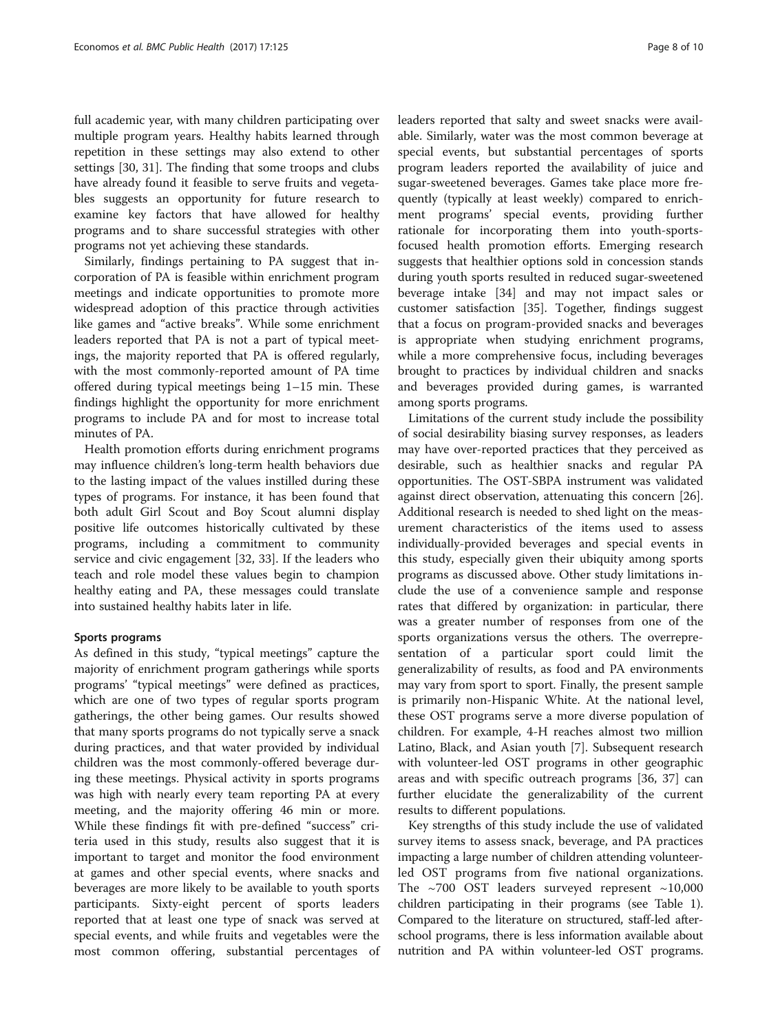full academic year, with many children participating over multiple program years. Healthy habits learned through repetition in these settings may also extend to other settings [30, 31]. The finding that some troops and clubs have already found it feasible to serve fruits and vegetables suggests an opportunity for future research to examine key factors that have allowed for healthy programs and to share successful strategies with other programs not yet achieving these standards.

Similarly, findings pertaining to PA suggest that incorporation of PA is feasible within enrichment program meetings and indicate opportunities to promote more widespread adoption of this practice through activities like games and "active breaks". While some enrichment leaders reported that PA is not a part of typical meetings, the majority reported that PA is offered regularly, with the most commonly-reported amount of PA time offered during typical meetings being 1–15 min. These findings highlight the opportunity for more enrichment programs to include PA and for most to increase total minutes of PA.

Health promotion efforts during enrichment programs may influence children's long-term health behaviors due to the lasting impact of the values instilled during these types of programs. For instance, it has been found that both adult Girl Scout and Boy Scout alumni display positive life outcomes historically cultivated by these programs, including a commitment to community service and civic engagement [32, 33]. If the leaders who teach and role model these values begin to champion healthy eating and PA, these messages could translate into sustained healthy habits later in life.

#### Sports programs

As defined in this study, "typical meetings" capture the majority of enrichment program gatherings while sports programs' "typical meetings" were defined as practices, which are one of two types of regular sports program gatherings, the other being games. Our results showed that many sports programs do not typically serve a snack during practices, and that water provided by individual children was the most commonly-offered beverage during these meetings. Physical activity in sports programs was high with nearly every team reporting PA at every meeting, and the majority offering 46 min or more. While these findings fit with pre-defined "success" criteria used in this study, results also suggest that it is important to target and monitor the food environment at games and other special events, where snacks and beverages are more likely to be available to youth sports participants. Sixty-eight percent of sports leaders reported that at least one type of snack was served at special events, and while fruits and vegetables were the most common offering, substantial percentages of leaders reported that salty and sweet snacks were available. Similarly, water was the most common beverage at special events, but substantial percentages of sports program leaders reported the availability of juice and sugar-sweetened beverages. Games take place more frequently (typically at least weekly) compared to enrichment programs' special events, providing further rationale for incorporating them into youth-sports-focused health promotion efforts. Emerging research suggests that healthier options sold in concession stands during youth sports resulted in reduced sugar-sweetened beverage intake [34] and may not impact sales or customer satisfaction [35]. Together, findings suggest that a focus on program-provided snacks and beverages is appropriate when studying enrichment programs, while a more comprehensive focus, including beverages brought to practices by individual children and snacks and beverages provided during games, is warranted among sports programs.

Limitations of the current study include the possibility of social desirability biasing survey responses, as leaders may have over-reported practices that they perceived as desirable, such as healthier snacks and regular PA opportunities. The OST-SBPA instrument was validated against direct observation, attenuating this concern [26]. Additional research is needed to shed light on the measurement characteristics of the items used to assess individually-provided beverages and special events in this study, especially given their ubiquity among sports programs as discussed above. Other study limitations include the use of a convenience sample and response rates that differed by organization: in particular, there was a greater number of responses from one of the sports organizations versus the others. The overrepresentation of a particular sport could limit the generalizability of results, as food and PA environments may vary from sport to sport. Finally, the present sample is primarily non-Hispanic White. At the national level, these OST programs serve a more diverse population of children. For example, 4-H reaches almost two million Latino, Black, and Asian youth [7]. Subsequent research with volunteer-led OST programs in other geographic areas and with specific outreach programs [36, 37] can further elucidate the generalizability of the current results to different populations.

Key strengths of this study include the use of validated survey items to assess snack, beverage, and PA practices impacting a large number of children attending volunteer-led OST programs from five national organizations. The ~700 OST leaders surveyed represent ~10,000 children participating in their programs (see Table 1). Compared to the literature on structured, staff-led afterschool programs, there is less information available about nutrition and PA within volunteer-led OST programs.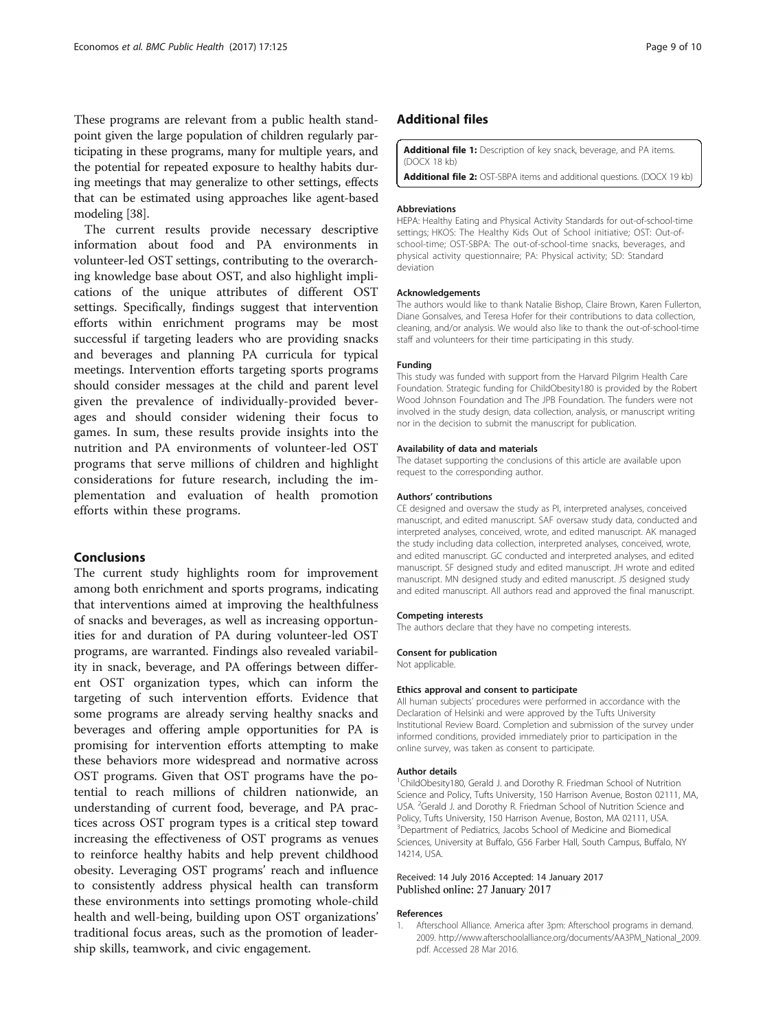These programs are relevant from a public health standpoint given the large population of children regularly participating in these programs, many for multiple years, and the potential for repeated exposure to healthy habits during meetings that may generalize to other settings, effects that can be estimated using approaches like agent-based modeling [38].

The current results provide necessary descriptive information about food and PA environments in volunteer-led OST settings, contributing to the overarching knowledge base about OST, and also highlight implications of the unique attributes of different OST settings. Specifically, findings suggest that intervention efforts within enrichment programs may be most successful if targeting leaders who are providing snacks and beverages and planning PA curricula for typical meetings. Intervention efforts targeting sports programs should consider messages at the child and parent level given the prevalence of individually-provided beverages and should consider widening their focus to games. In sum, these results provide insights into the nutrition and PA environments of volunteer-led OST programs that serve millions of children and highlight considerations for future research, including the implementation and evaluation of health promotion efforts within these programs.

## Conclusions

The current study highlights room for improvement among both enrichment and sports programs, indicating that interventions aimed at improving the healthfulness of snacks and beverages, as well as increasing opportunities for and duration of PA during volunteer-led OST programs, are warranted. Findings also revealed variability in snack, beverage, and PA offerings between different OST organization types, which can inform the targeting of such intervention efforts. Evidence that some programs are already serving healthy snacks and beverages and offering ample opportunities for PA is promising for intervention efforts attempting to make these behaviors more widespread and normative across OST programs. Given that OST programs have the potential to reach millions of children nationwide, an understanding of current food, beverage, and PA practices across OST program types is a critical step toward increasing the effectiveness of OST programs as venues to reinforce healthy habits and help prevent childhood obesity. Leveraging OST programs' reach and influence to consistently address physical health can transform these environments into settings promoting whole-child health and well-being, building upon OST organizations' traditional focus areas, such as the promotion of leadership skills, teamwork, and civic engagement.

## Additional files

**Additional file 1:** Description of key snack, beverage, and PA items. (DOCX 18 kb)

**Additional file 2:** OST-SBPA items and additional questions. (DOCX 19 kb)

#### Abbreviations

HEPA: Healthy Eating and Physical Activity Standards for out-of-school-time settings; HKOS: The Healthy Kids Out of School initiative; OST: Out-of-school-time; OST-SBPA: The out-of-school-time snacks, beverages, and physical activity questionnaire; PA: Physical activity; SD: Standard deviation

#### Acknowledgements

The authors would like to thank Natalie Bishop, Claire Brown, Karen Fullerton, Diane Gonsalves, and Teresa Hofer for their contributions to data collection, cleaning, and/or analysis. We would also like to thank the out-of-school-time staff and volunteers for their time participating in this study.

#### Funding

This study was funded with support from the Harvard Pilgrim Health Care Foundation. Strategic funding for ChildObesity180 is provided by the Robert Wood Johnson Foundation and The JPB Foundation. The funders were not involved in the study design, data collection, analysis, or manuscript writing nor in the decision to submit the manuscript for publication.

#### Availability of data and materials

The dataset supporting the conclusions of this article are available upon request to the corresponding author.

#### Authors' contributions

CE designed and oversaw the study as PI, interpreted analyses, conceived manuscript, and edited manuscript. SAF oversaw study data, conducted and interpreted analyses, conceived, wrote, and edited manuscript. AK managed the study including data collection, interpreted analyses, conceived, wrote, and edited manuscript. GC conducted and interpreted analyses, and edited manuscript. SF designed study and edited manuscript. JH wrote and edited manuscript. MN designed study and edited manuscript. JS designed study and edited manuscript. All authors read and approved the final manuscript.

#### Competing interests

The authors declare that they have no competing interests.

#### Consent for publication

Not applicable.

#### Ethics approval and consent to participate

All human subjects' procedures were performed in accordance with the Declaration of Helsinki and were approved by the Tufts University Institutional Review Board. Completion and submission of the survey under informed conditions, provided immediately prior to participation in the online survey, was taken as consent to participate.

#### Author details

[1]ChildObesity180, Gerald J. and Dorothy R. Friedman School of Nutrition Science and Policy, Tufts University, 150 Harrison Avenue, Boston 02111, MA, USA. [2]Gerald J. and Dorothy R. Friedman School of Nutrition Science and Policy, Tufts University, 150 Harrison Avenue, Boston, MA 02111, USA. [3]Department of Pediatrics, Jacobs School of Medicine and Biomedical Sciences, University at Buffalo, G56 Farber Hall, South Campus, Buffalo, NY 14214, USA.

Received: 14 July 2016 Accepted: 14 January 2017
Published online: 27 January 2017

#### References

1. Afterschool Alliance. America after 3pm: Afterschool programs in demand. 2009. http://www.afterschoolalliance.org/documents/AA3PM_National_2009.pdf. Accessed 28 Mar 2016.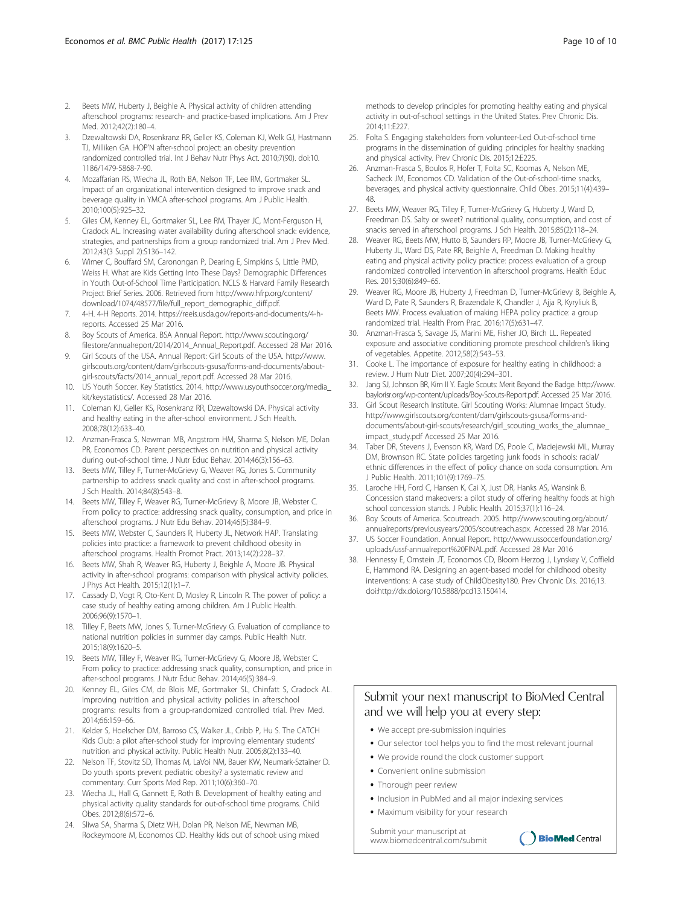2. Beets MW, Huberty J, Beighle A. Physical activity of children attending afterschool programs: research- and practice-based implications. Am J Prev Med. 2012;42(2):180–4.
3. Dzewaltowski DA, Rosenkranz RR, Geller KS, Coleman KJ, Welk GJ, Hastmann TJ, Milliken GA. HOP'N after-school project: an obesity prevention randomized controlled trial. Int J Behav Nutr Phys Act. 2010;7(90). doi:10.1186/1479-5868-7-90.
4. Mozaffarian RS, Wiecha JL, Roth BA, Nelson TF, Lee RM, Gortmaker SL. Impact of an organizational intervention designed to improve snack and beverage quality in YMCA after-school programs. Am J Public Health. 2010;100(5):925–32.
5. Giles CM, Kenney EL, Gortmaker SL, Lee RM, Thayer JC, Mont-Ferguson H, Cradock AL. Increasing water availability during afterschool snack: evidence, strategies, and partnerships from a group randomized trial. Am J Prev Med. 2012;43(3 Suppl 2):S136–142.
6. Wimer C, Bouffard SM, Caronongan P, Dearing E, Simpkins S, Little PMD, Weiss H. What are Kids Getting Into These Days? Demographic Differences in Youth Out-of-School Time Participation. NCLS & Harvard Family Research Project Brief Series. 2006. Retrieved from http://www.hfrp.org/content/download/1074/48577/file/full_report_demographic_diff.pdf.
7. 4-H. 4-H Reports. 2014. https://reeis.usda.gov/reports-and-documents/4-h-reports. Accessed 25 Mar 2016.
8. Boy Scouts of America. BSA Annual Report. http://www.scouting.org/filestore/annualreport/2014/2014_Annual_Report.pdf. Accessed 28 Mar 2016.
9. Girl Scouts of the USA. Annual Report: Girl Scouts of the USA. http://www.girlscouts.org/content/dam/girlscouts-gsusa/forms-and-documents/about-girl-scouts/facts/2014_annual_report.pdf. Accessed 28 Mar 2016.
10. US Youth Soccer. Key Statistics. 2014. http://www.usyouthsoccer.org/media_kit/keystatistics/. Accessed 28 Mar 2016.
11. Coleman KJ, Geller KS, Rosenkranz RR, Dzewaltowski DA. Physical activity and healthy eating in the after-school environment. J Sch Health. 2008;78(12):633–40.
12. Anzman-Frasca S, Newman MB, Angstrom HM, Sharma S, Nelson ME, Dolan PR, Economos CD. Parent perspectives on nutrition and physical activity during out-of-school time. J Nutr Educ Behav. 2014;46(3):156–63.
13. Beets MW, Tilley F, Turner-McGrievy G, Weaver RG, Jones S. Community partnership to address snack quality and cost in after-school programs. J Sch Health. 2014;84(8):543–8.
14. Beets MW, Tilley F, Weaver RG, Turner-McGrievy B, Moore JB, Webster C. From policy to practice: addressing snack quality, consumption, and price in afterschool programs. J Nutr Edu Behav. 2014;46(5):384–9.
15. Beets MW, Webster C, Saunders R, Huberty JL, Network HAP. Translating policies into practice: a framework to prevent childhood obesity in afterschool programs. Health Promot Pract. 2013;14(2):228–37.
16. Beets MW, Shah R, Weaver RG, Huberty J, Beighle A, Moore JB. Physical activity in after-school programs: comparison with physical activity policies. J Phys Act Health. 2015;12(1):1–7.
17. Cassady D, Vogt R, Oto-Kent D, Mosley R, Lincoln R. The power of policy: a case study of healthy eating among children. Am J Public Health. 2006;96(9):1570–1.
18. Tilley F, Beets MW, Jones S, Turner-McGrievy G. Evaluation of compliance to national nutrition policies in summer day camps. Public Health Nutr. 2015;18(9):1620–5.
19. Beets MW, Tilley F, Weaver RG, Turner-McGrievy G, Moore JB, Webster C. From policy to practice: addressing snack quality, consumption, and price in after-school programs. J Nutr Educ Behav. 2014;46(5):384–9.
20. Kenney EL, Giles CM, de Blois ME, Gortmaker SL, Chinfatt S, Cradock AL. Improving nutrition and physical activity policies in afterschool programs: results from a group-randomized controlled trial. Prev Med. 2014;66:159–66.
21. Kelder S, Hoelscher DM, Barroso CS, Walker JL, Cribb P, Hu S. The CATCH Kids Club: a pilot after-school study for improving elementary students' nutrition and physical activity. Public Health Nutr. 2005;8(2):133–40.
22. Nelson TF, Stovitz SD, Thomas M, LaVoi NM, Bauer KW, Neumark-Sztainer D. Do youth sports prevent pediatric obesity? a systematic review and commentary. Curr Sports Med Rep. 2011;10(6):360–70.
23. Wiecha JL, Hall G, Gannett E, Roth B. Development of healthy eating and physical activity quality standards for out-of-school time programs. Child Obes. 2012;8(6):572–6.
24. Sliwa SA, Sharma S, Dietz WH, Dolan PR, Nelson ME, Newman MB, Rockeymoore M, Economos CD. Healthy kids out of school: using mixed methods to develop principles for promoting healthy eating and physical activity in out-of-school settings in the United States. Prev Chronic Dis. 2014;11:E227.
25. Folta S. Engaging stakeholders from volunteer-Led Out-of-school time programs in the dissemination of guiding principles for healthy snacking and physical activity. Prev Chronic Dis. 2015;12:E225.
26. Anzman-Frasca S, Boulos R, Hofer T, Folta SC, Koomas A, Nelson ME, Sacheck JM, Economos CD. Validation of the Out-of-school-time snacks, beverages, and physical activity questionnaire. Child Obes. 2015;11(4):439–48.
27. Beets MW, Weaver RG, Tilley F, Turner-McGrievy G, Huberty J, Ward D, Freedman DS. Salty or sweet? nutritional quality, consumption, and cost of snacks served in afterschool programs. J Sch Health. 2015;85(2):118–24.
28. Weaver RG, Beets MW, Hutto B, Saunders RP, Moore JB, Turner-McGrievy G, Huberty JL, Ward DS, Pate RR, Beighle A, Freedman D. Making healthy eating and physical activity policy practice: process evaluation of a group randomized controlled intervention in afterschool programs. Health Educ Res. 2015;30(6):849–65.
29. Weaver RG, Moore JB, Huberty J, Freedman D, Turner-McGrievy B, Beighle A, Ward D, Pate R, Saunders R, Brazendale K, Chandler J, Ajja R, Kyryliuk B, Beets MW. Process evaluation of making HEPA policy practice: a group randomized trial. Health Prom Prac. 2016;17(5):631–47.
30. Anzman-Frasca S, Savage JS, Marini ME, Fisher JO, Birch LL. Repeated exposure and associative conditioning promote preschool children's liking of vegetables. Appetite. 2012;58(2):543–53.
31. Cooke L. The importance of exposure for healthy eating in childhood: a review. J Hum Nutr Diet. 2007;20(4):294–301.
32. Jang SJ, Johnson BR, Kim Il Y. Eagle Scouts: Merit Beyond the Badge. http://www.baylorisr.org/wp-content/uploads/Boy-Scouts-Report.pdf. Accessed 25 Mar 2016.
33. Girl Scout Research Institute. Girl Scouting Works: Alumnae Impact Study. http://www.girlscouts.org/content/dam/girlscouts-gsusa/forms-and-documents/about-girl-scouts/research/girl_scouting_works_the_alumnae_impact_study.pdf Accessed 25 Mar 2016.
34. Taber DR, Stevens J, Evenson KR, Ward DS, Poole C, Maciejewski ML, Murray DM, Brownson RC. State policies targeting junk foods in schools: racial/ethnic differences in the effect of policy chance on soda consumption. Am J Public Health. 2011;101(9):1769–75.
35. Laroche HH, Ford C, Hansen K, Cai X, Just DR, Hanks AS, Wansink B. Concession stand makeovers: a pilot study of offering healthy foods at high school concession stands. J Public Health. 2015;37(1):116–24.
36. Boy Scouts of America. Scoutreach. 2005. http://www.scouting.org/about/annualreports/previousyears/2005/scoutreach.aspx. Accessed 28 Mar 2016.
37. US Soccer Foundation. Annual Report. http://www.ussoccerfoundation.org/uploads/ussf-annualreport%20FINAL.pdf. Accessed 28 Mar 2016
38. Hennessy E, Ornstein JT, Economos CD, Bloom Herzog J, Lynskey V, Coffield E, Hammond RA. Designing an agent-based model for childhood obesity interventions: A case study of ChildObesity180. Prev Chronic Dis. 2016;13. doi:http://dx.doi.org/10.5888/pcd13.150414.

Submit your next manuscript to BioMed Central and we will help you at every step:

- We accept pre-submission inquiries
- Our selector tool helps you to find the most relevant journal
- We provide round the clock customer support
- Convenient online submission
- Thorough peer review
- Inclusion in PubMed and all major indexing services
- Maximum visibility for your research

Submit your manuscript at www.biomedcentral.com/submit

BioMed Central